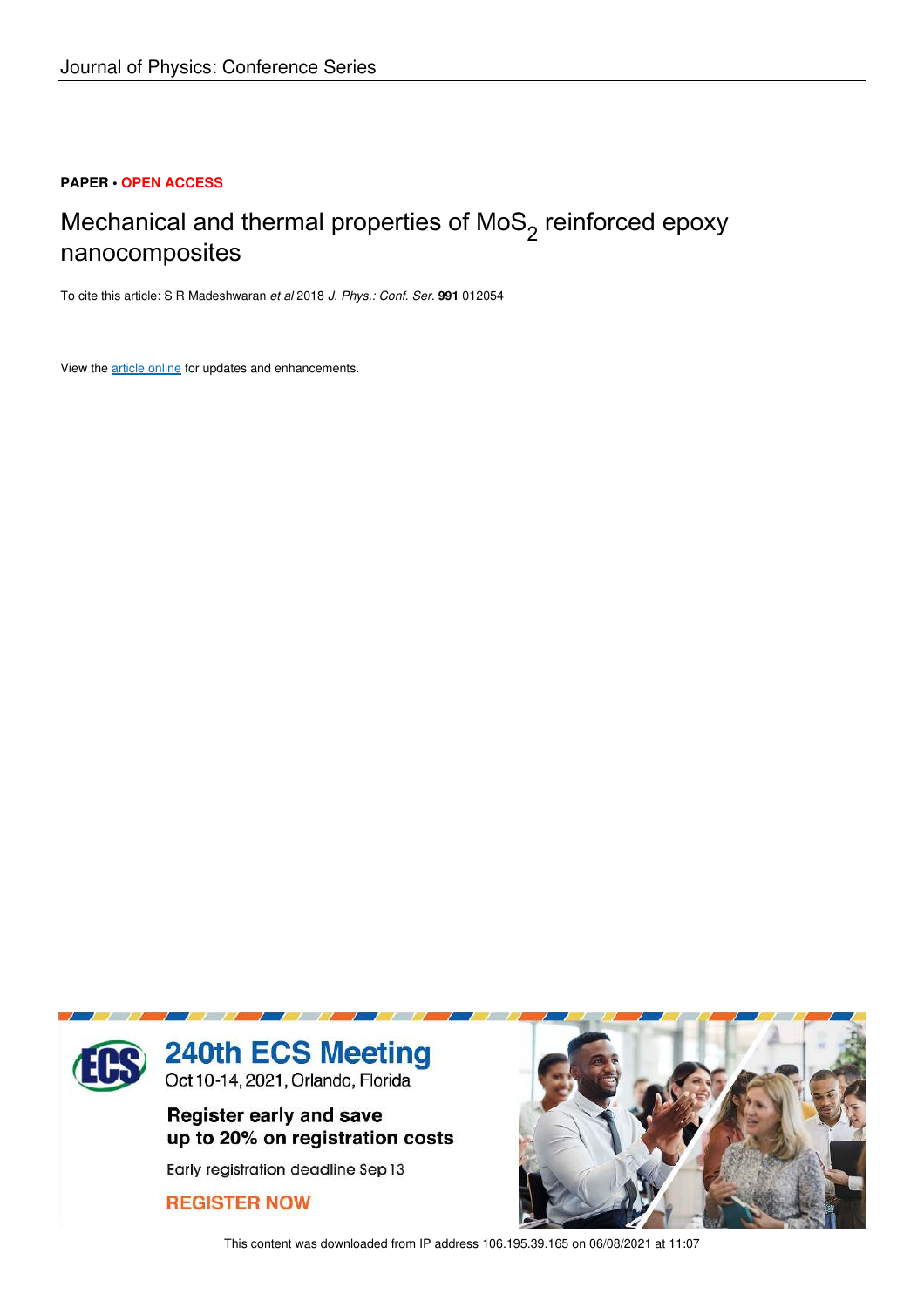**PAPER • OPEN ACCESS**

# Mechanical and thermal properties of $MoS_2$ reinforced epoxy nanocomposites

To cite this article: S R Madeshwaran *et al* 2018 *J. Phys.: Conf. Ser.* **991** 012054

View the article online for updates and enhancements.

**240th ECS Meeting**
Oct 10-14, 2021, Orlando, Florida

**Register early and save up to 20% on registration costs**

Early registration deadline Sep 13

**REGISTER NOW**

This content was downloaded from IP address 106.195.39.165 on 06/08/2021 at 11:07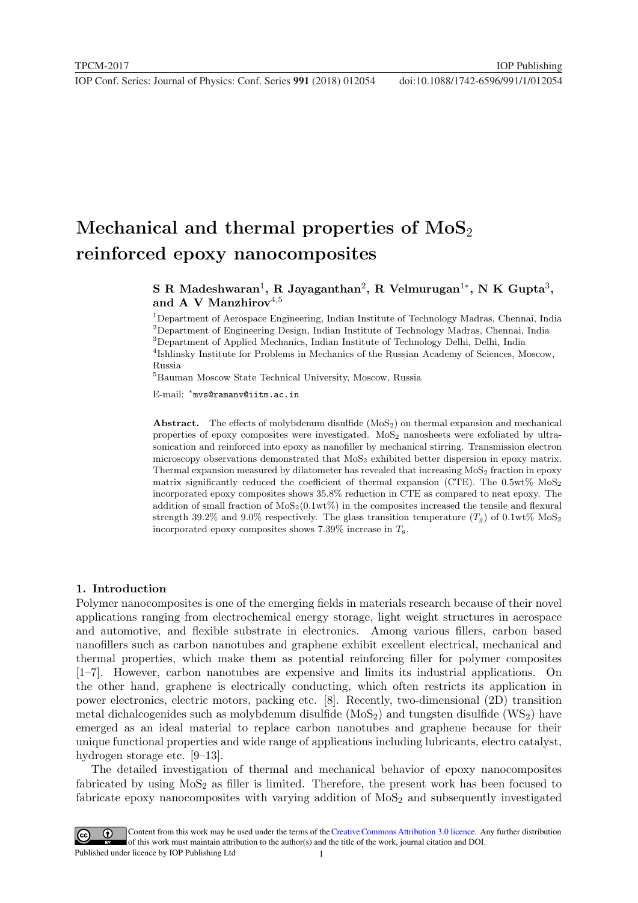# Mechanical and thermal properties of $MoS_2$ reinforced epoxy nanocomposites

**S R Madeshwaran[1], R Jayaganthan[2], R Velmurugan[1*], N K Gupta[3], and A V Manzhirov[4,5]**

[1]Department of Aerospace Engineering, Indian Institute of Technology Madras, Chennai, India
[2]Department of Engineering Design, Indian Institute of Technology Madras, Chennai, India
[3]Department of Applied Mechanics, Indian Institute of Technology Delhi, Delhi, India
[4]Ishlinsky Institute for Problems in Mechanics of the Russian Academy of Sciences, Moscow, Russia
[5]Bauman Moscow State Technical University, Moscow, Russia

E-mail: *mvs@ramanv@iitm.ac.in

**Abstract.** The effects of molybdenum disulfide ($MoS_2$) on thermal expansion and mechanical properties of epoxy composites were investigated. $MoS_2$ nanosheets were exfoliated by ultrasonication and reinforced into epoxy as nanofiller by mechanical stirring. Transmission electron microscopy observations demonstrated that $MoS_2$ exhibited better dispersion in epoxy matrix. Thermal expansion measured by dilatometer has revealed that increasing $MoS_2$ fraction in epoxy matrix significantly reduced the coefficient of thermal expansion (CTE). The 0.5wt% $MoS_2$ incorporated epoxy composites shows 35.8% reduction in CTE as compared to neat epoxy. The addition of small fraction of $MoS_2$(0.1wt%) in the composites increased the tensile and flexural strength 39.2% and 9.0% respectively. The glass transition temperature ($T_g$) of 0.1wt% $MoS_2$ incorporated epoxy composites shows 7.39% increase in $T_g$.

## 1. Introduction

Polymer nanocomposites is one of the emerging fields in materials research because of their novel applications ranging from electrochemical energy storage, light weight structures in aerospace and automotive, and flexible substrate in electronics. Among various fillers, carbon based nanofillers such as carbon nanotubes and graphene exhibit excellent electrical, mechanical and thermal properties, which make them as potential reinforcing filler for polymer composites [1–7]. However, carbon nanotubes are expensive and limits its industrial applications. On the other hand, graphene is electrically conducting, which often restricts its application in power electronics, electric motors, packing etc. [8]. Recently, two-dimensional (2D) transition metal dichalcogenides such as molybdenum disulfide ($MoS_2$) and tungsten disulfide ($WS_2$) have emerged as an ideal material to replace carbon nanotubes and graphene because of their unique functional properties and wide range of applications including lubricants, electro catalyst, hydrogen storage etc. [9–13].

The detailed investigation of thermal and mechanical behavior of epoxy nanocomposites fabricated by using $MoS_2$ as filler is limited. Therefore, the present work has been focused to fabricate epoxy nanocomposites with varying addition of $MoS_2$ and subsequently investigated

Content from this work may be used under the terms of the Creative Commons Attribution 3.0 licence. Any further distribution of this work must maintain attribution to the author(s) and the title of the work, journal citation and DOI.
Published under licence by IOP Publishing Ltd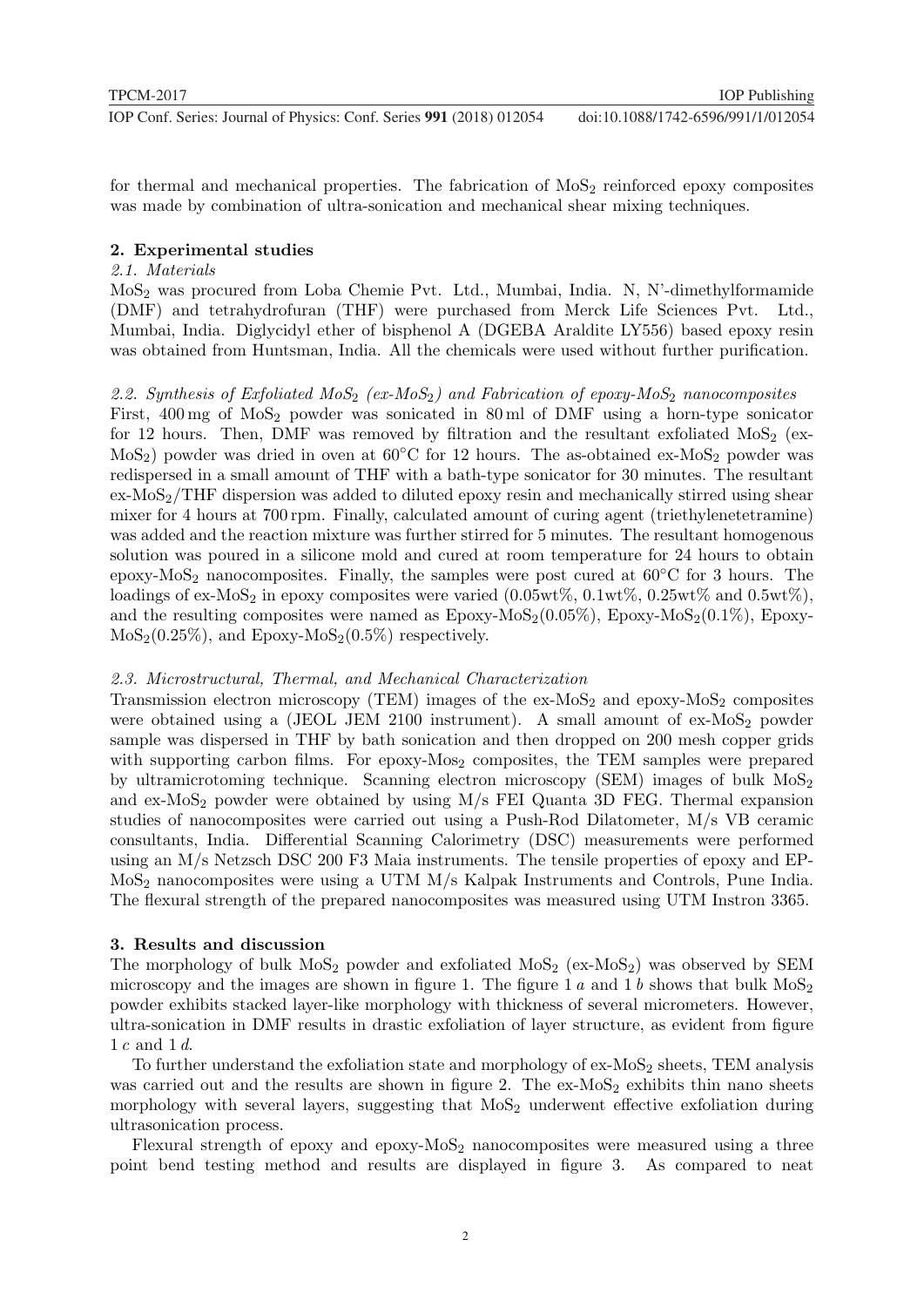for thermal and mechanical properties. The fabrication of $MoS_2$ reinforced epoxy composites was made by combination of ultra-sonication and mechanical shear mixing techniques.

## 2. Experimental studies

### *2.1. Materials*

$MoS_2$ was procured from Loba Chemie Pvt. Ltd., Mumbai, India. N, N'-dimethylformamide (DMF) and tetrahydrofuran (THF) were purchased from Merck Life Sciences Pvt. Ltd., Mumbai, India. Diglycidyl ether of bisphenol A (DGEBA Araldite LY556) based epoxy resin was obtained from Huntsman, India. All the chemicals were used without further purification.

### *2.2. Synthesis of Exfoliated $MoS_2$ (ex-$MoS_2$) and Fabrication of epoxy-$MoS_2$ nanocomposites*

First, 400 mg of $MoS_2$ powder was sonicated in 80 ml of DMF using a horn-type sonicator for 12 hours. Then, DMF was removed by filtration and the resultant exfoliated $MoS_2$ (ex-$MoS_2$) powder was dried in oven at 60°C for 12 hours. The as-obtained ex-$MoS_2$ powder was redispersed in a small amount of THF with a bath-type sonicator for 30 minutes. The resultant ex-$MoS_2$/THF dispersion was added to diluted epoxy resin and mechanically stirred using shear mixer for 4 hours at 700 rpm. Finally, calculated amount of curing agent (triethylenetetramine) was added and the reaction mixture was further stirred for 5 minutes. The resultant homogenous solution was poured in a silicone mold and cured at room temperature for 24 hours to obtain epoxy-$MoS_2$ nanocomposites. Finally, the samples were post cured at 60°C for 3 hours. The loadings of ex-$MoS_2$ in epoxy composites were varied (0.05wt%, 0.1wt%, 0.25wt% and 0.5wt%), and the resulting composites were named as Epoxy-$MoS_2$(0.05%), Epoxy-$MoS_2$(0.1%), Epoxy-$MoS_2$(0.25%), and Epoxy-$MoS_2$(0.5%) respectively.

### *2.3. Microstructural, Thermal, and Mechanical Characterization*

Transmission electron microscopy (TEM) images of the ex-$MoS_2$ and epoxy-$MoS_2$ composites were obtained using a (JEOL JEM 2100 instrument). A small amount of ex-$MoS_2$ powder sample was dispersed in THF by bath sonication and then dropped on 200 mesh copper grids with supporting carbon films. For epoxy-$Mos_2$ composites, the TEM samples were prepared by ultramicrotoming technique. Scanning electron microscopy (SEM) images of bulk $MoS_2$ and ex-$MoS_2$ powder were obtained by using M/s FEI Quanta 3D FEG. Thermal expansion studies of nanocomposites were carried out using a Push-Rod Dilatometer, M/s VB ceramic consultants, India. Differential Scanning Calorimetry (DSC) measurements were performed using an M/s Netzsch DSC 200 F3 Maia instruments. The tensile properties of epoxy and EP-$MoS_2$ nanocomposites were using a UTM M/s Kalpak Instruments and Controls, Pune India. The flexural strength of the prepared nanocomposites was measured using UTM Instron 3365.

## 3. Results and discussion

The morphology of bulk $MoS_2$ powder and exfoliated $MoS_2$ (ex-$MoS_2$) was observed by SEM microscopy and the images are shown in figure 1. The figure 1 *a* and 1 *b* shows that bulk $MoS_2$ powder exhibits stacked layer-like morphology with thickness of several micrometers. However, ultra-sonication in DMF results in drastic exfoliation of layer structure, as evident from figure 1 *c* and 1 *d*.

To further understand the exfoliation state and morphology of ex-$MoS_2$ sheets, TEM analysis was carried out and the results are shown in figure 2. The ex-$MoS_2$ exhibits thin nano sheets morphology with several layers, suggesting that $MoS_2$ underwent effective exfoliation during ultrasonication process.

Flexural strength of epoxy and epoxy-$MoS_2$ nanocomposites were measured using a three point bend testing method and results are displayed in figure 3. As compared to neat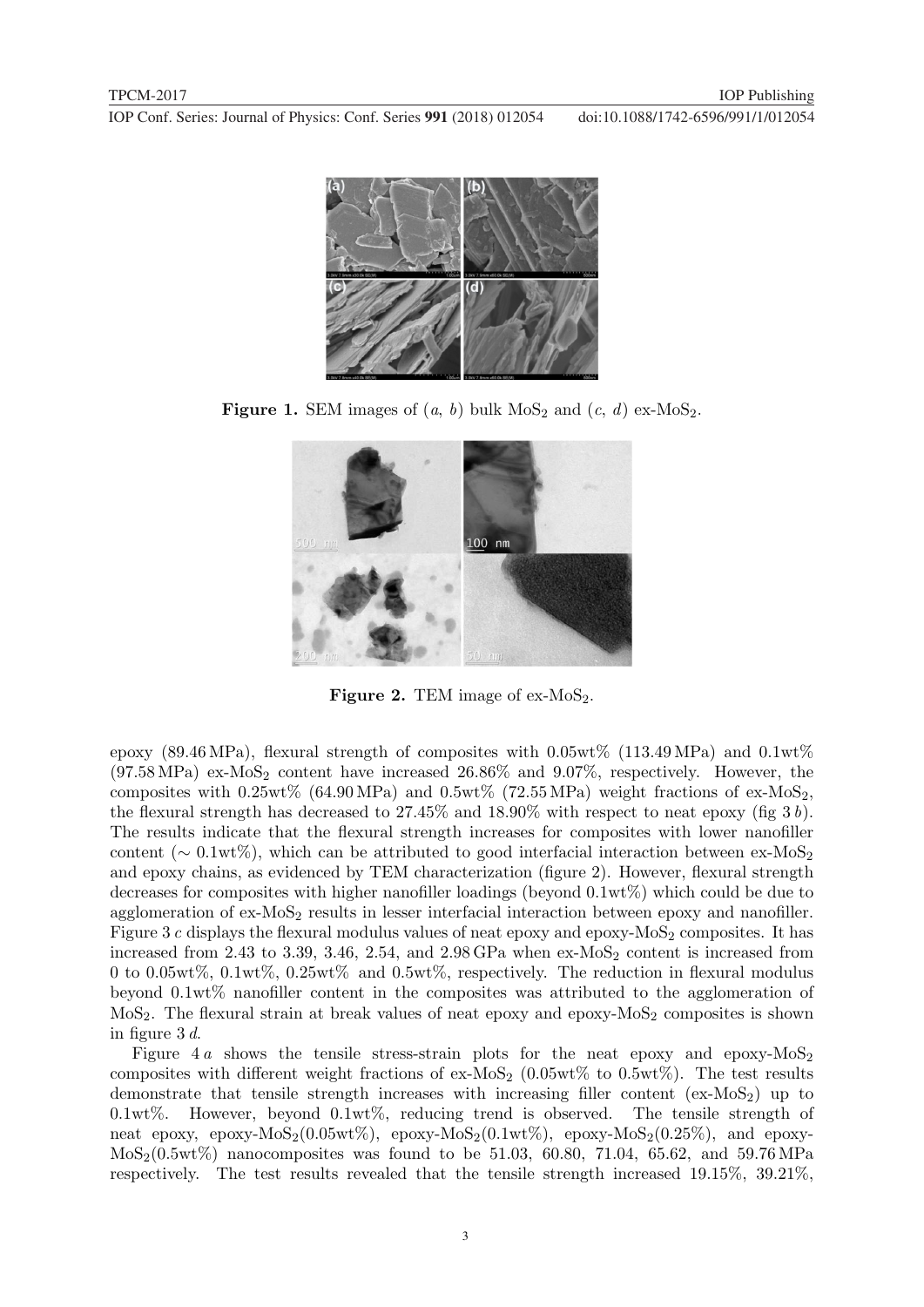**Figure 1.** SEM images of (*a*, *b*) bulk $MoS_2$ and (*c*, *d*) ex-$MoS_2$.

**Figure 2.** TEM image of ex-$MoS_2$.

epoxy (89.46 MPa), flexural strength of composites with 0.05wt% (113.49 MPa) and 0.1wt% (97.58 MPa) ex-$MoS_2$ content have increased 26.86% and 9.07%, respectively. However, the composites with 0.25wt% (64.90 MPa) and 0.5wt% (72.55 MPa) weight fractions of ex-$MoS_2$, the flexural strength has decreased to 27.45% and 18.90% with respect to neat epoxy (fig 3 *b*). The results indicate that the flexural strength increases for composites with lower nanofiller content ($\sim$ 0.1wt%), which can be attributed to good interfacial interaction between ex-$MoS_2$ and epoxy chains, as evidenced by TEM characterization (figure 2). However, flexural strength decreases for composites with higher nanofiller loadings (beyond 0.1wt%) which could be due to agglomeration of ex-$MoS_2$ results in lesser interfacial interaction between epoxy and nanofiller. Figure 3 *c* displays the flexural modulus values of neat epoxy and epoxy-$MoS_2$ composites. It has increased from 2.43 to 3.39, 3.46, 2.54, and 2.98 GPa when ex-$MoS_2$ content is increased from 0 to 0.05wt%, 0.1wt%, 0.25wt% and 0.5wt%, respectively. The reduction in flexural modulus beyond 0.1wt% nanofiller content in the composites was attributed to the agglomeration of $MoS_2$. The flexural strain at break values of neat epoxy and epoxy-$MoS_2$ composites is shown in figure 3 *d*.

Figure 4 *a* shows the tensile stress-strain plots for the neat epoxy and epoxy-$MoS_2$ composites with different weight fractions of ex-$MoS_2$ (0.05wt% to 0.5wt%). The test results demonstrate that tensile strength increases with increasing filler content (ex-$MoS_2$) up to 0.1wt%. However, beyond 0.1wt%, reducing trend is observed. The tensile strength of neat epoxy, epoxy-$MoS_2$(0.05wt%), epoxy-$MoS_2$(0.1wt%), epoxy-$MoS_2$(0.25%), and epoxy-$MoS_2$(0.5wt%) nanocomposites was found to be 51.03, 60.80, 71.04, 65.62, and 59.76 MPa respectively. The test results revealed that the tensile strength increased 19.15%, 39.21%,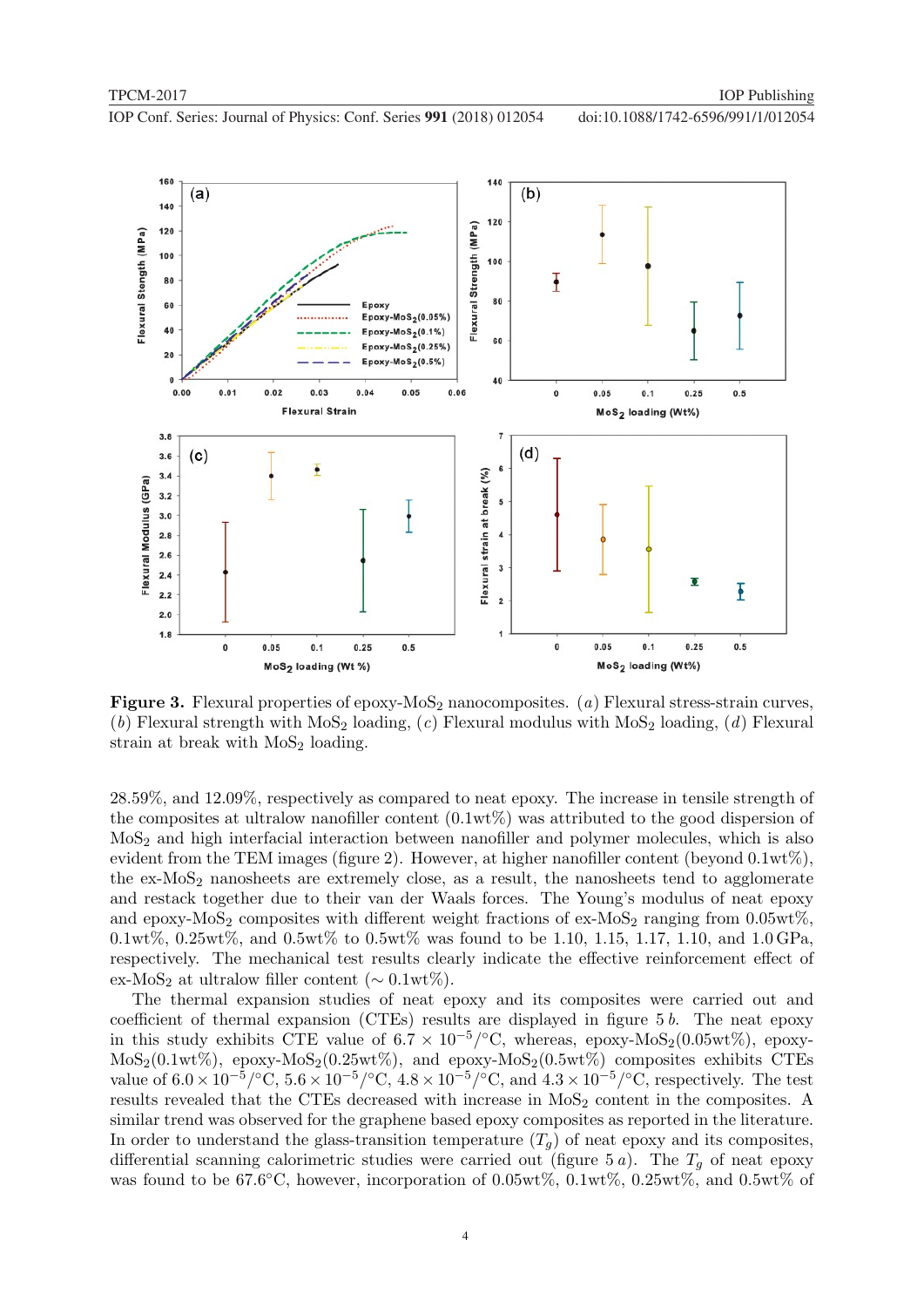**Figure 3.** Flexural properties of epoxy-$MoS_2$ nanocomposites. (*a*) Flexural stress-strain curves, (*b*) Flexural strength with $MoS_2$ loading, (*c*) Flexural modulus with $MoS_2$ loading, (*d*) Flexural strain at break with $MoS_2$ loading.

28.59%, and 12.09%, respectively as compared to neat epoxy. The increase in tensile strength of the composites at ultralow nanofiller content (0.1wt%) was attributed to the good dispersion of $MoS_2$ and high interfacial interaction between nanofiller and polymer molecules, which is also evident from the TEM images (figure 2). However, at higher nanofiller content (beyond 0.1wt%), the ex-$MoS_2$ nanosheets are extremely close, as a result, the nanosheets tend to agglomerate and restack together due to their van der Waals forces. The Young's modulus of neat epoxy and epoxy-$MoS_2$ composites with different weight fractions of ex-$MoS_2$ ranging from 0.05wt%, 0.1wt%, 0.25wt%, and 0.5wt% to 0.5wt% was found to be 1.10, 1.15, 1.17, 1.10, and 1.0 GPa, respectively. The mechanical test results clearly indicate the effective reinforcement effect of ex-$MoS_2$ at ultralow filler content ($\sim$ 0.1wt%).

The thermal expansion studies of neat epoxy and its composites were carried out and coefficient of thermal expansion (CTEs) results are displayed in figure 5 *b*. The neat epoxy in this study exhibits CTE value of $6.7 \times 10^{-5}/°C$, whereas, epoxy-$MoS_2$(0.05wt%), epoxy-$MoS_2$(0.1wt%), epoxy-$MoS_2$(0.25wt%), and epoxy-$MoS_2$(0.5wt%) composites exhibits CTEs value of $6.0 \times 10^{-5}/°C$, $5.6 \times 10^{-5}/°C$, $4.8 \times 10^{-5}/°C$, and $4.3 \times 10^{-5}/°C$, respectively. The test results revealed that the CTEs decreased with increase in $MoS_2$ content in the composites. A similar trend was observed for the graphene based epoxy composites as reported in the literature. In order to understand the glass-transition temperature ($T_g$) of neat epoxy and its composites, differential scanning calorimetric studies were carried out (figure 5 *a*). The $T_g$ of neat epoxy was found to be 67.6°C, however, incorporation of 0.05wt%, 0.1wt%, 0.25wt%, and 0.5wt% of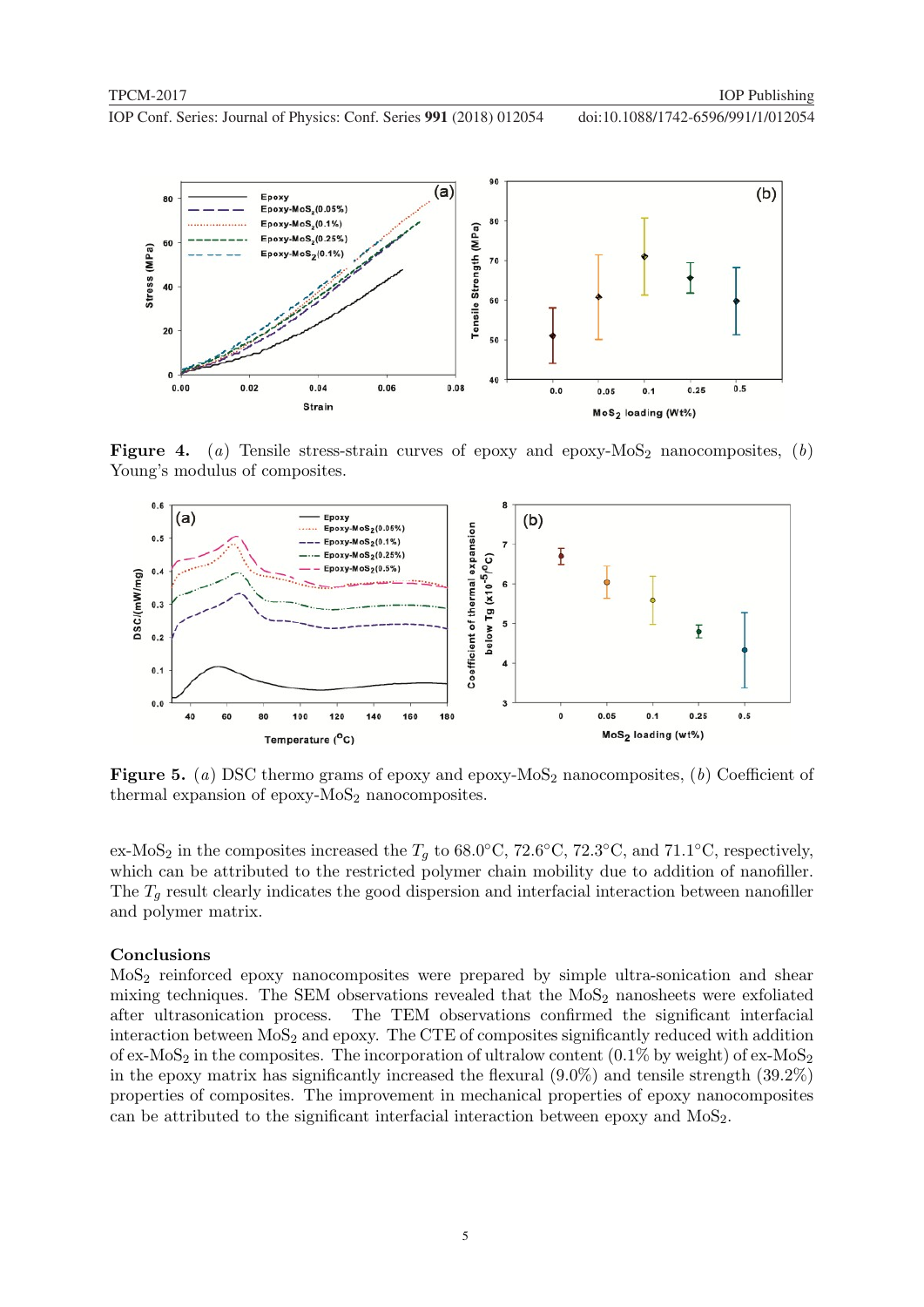**Figure 4.** (*a*) Tensile stress-strain curves of epoxy and epoxy-$MoS_2$ nanocomposites, (*b*) Young's modulus of composites.

**Figure 5.** (*a*) DSC thermo grams of epoxy and epoxy-$MoS_2$ nanocomposites, (*b*) Coefficient of thermal expansion of epoxy-$MoS_2$ nanocomposites.

ex-$MoS_2$ in the composites increased the $T_g$ to 68.0°C, 72.6°C, 72.3°C, and 71.1°C, respectively, which can be attributed to the restricted polymer chain mobility due to addition of nanofiller. The $T_g$ result clearly indicates the good dispersion and interfacial interaction between nanofiller and polymer matrix.

## Conclusions

$MoS_2$ reinforced epoxy nanocomposites were prepared by simple ultra-sonication and shear mixing techniques. The SEM observations revealed that the $MoS_2$ nanosheets were exfoliated after ultrasonication process. The TEM observations confirmed the significant interfacial interaction between $MoS_2$ and epoxy. The CTE of composites significantly reduced with addition of ex-$MoS_2$ in the composites. The incorporation of ultralow content (0.1% by weight) of ex-$MoS_2$ in the epoxy matrix has significantly increased the flexural (9.0%) and tensile strength (39.2%) properties of composites. The improvement in mechanical properties of epoxy nanocomposites can be attributed to the significant interfacial interaction between epoxy and $MoS_2$.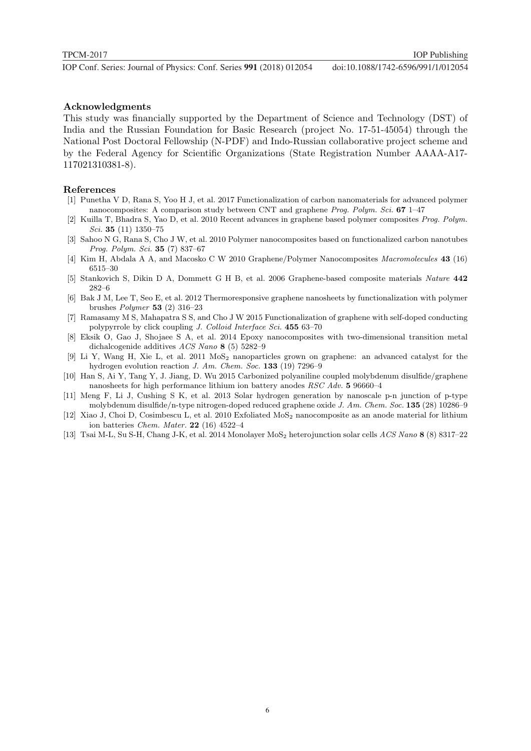## Acknowledgments

This study was financially supported by the Department of Science and Technology (DST) of India and the Russian Foundation for Basic Research (project No. 17-51-45054) through the National Post Doctoral Fellowship (N-PDF) and Indo-Russian collaborative project scheme and by the Federal Agency for Scientific Organizations (State Registration Number AAAA-A17-117021310381-8).

## References

[1] Punetha V D, Rana S, Yoo H J, et al. 2017 Functionalization of carbon nanomaterials for advanced polymer nanocomposites: A comparison study between CNT and graphene *Prog. Polym. Sci.* **67** 1–47

[2] Kuilla T, Bhadra S, Yao D, et al. 2010 Recent advances in graphene based polymer composites *Prog. Polym. Sci.* **35** (11) 1350–75

[3] Sahoo N G, Rana S, Cho J W, et al. 2010 Polymer nanocomposites based on functionalized carbon nanotubes *Prog. Polym. Sci.* **35** (7) 837–67

[4] Kim H, Abdala A A, and Macosko C W 2010 Graphene/Polymer Nanocomposites *Macromolecules* **43** (16) 6515–30

[5] Stankovich S, Dikin D A, Dommett G H B, et al. 2006 Graphene-based composite materials *Nature* **442** 282–6

[6] Bak J M, Lee T, Seo E, et al. 2012 Thermoresponsive graphene nanosheets by functionalization with polymer brushes *Polymer* **53** (2) 316–23

[7] Ramasamy M S, Mahapatra S S, and Cho J W 2015 Functionalization of graphene with self-doped conducting polypyrrole by click coupling *J. Colloid Interface Sci.* **455** 63–70

[8] Eksik O, Gao J, Shojaee S A, et al. 2014 Epoxy nanocomposites with two-dimensional transition metal dichalcogenide additives *ACS Nano* **8** (5) 5282–9

[9] Li Y, Wang H, Xie L, et al. 2011 $MoS_2$ nanoparticles grown on graphene: an advanced catalyst for the hydrogen evolution reaction *J. Am. Chem. Soc.* **133** (19) 7296–9

[10] Han S, Ai Y, Tang Y, J. Jiang, D. Wu 2015 Carbonized polyaniline coupled molybdenum disulfide/graphene nanosheets for high performance lithium ion battery anodes *RSC Adv.* **5** 96660–4

[11] Meng F, Li J, Cushing S K, et al. 2013 Solar hydrogen generation by nanoscale p-n junction of p-type molybdenum disulfide/n-type nitrogen-doped reduced graphene oxide *J. Am. Chem. Soc.* **135** (28) 10286–9

[12] Xiao J, Choi D, Cosimbescu L, et al. 2010 Exfoliated $MoS_2$ nanocomposite as an anode material for lithium ion batteries *Chem. Mater.* **22** (16) 4522–4

[13] Tsai M-L, Su S-H, Chang J-K, et al. 2014 Monolayer $MoS_2$ heterojunction solar cells *ACS Nano* **8** (8) 8317–22